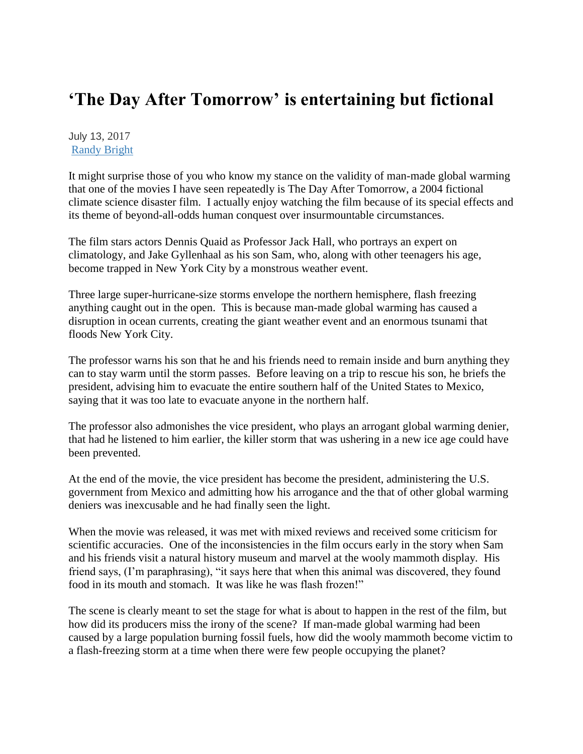# 'The Day After Tomorrow' is entertaining but fictional

July 13, 2017
[Randy Bright]

It might surprise those of you who know my stance on the validity of man-made global warming that one of the movies I have seen repeatedly is The Day After Tomorrow, a 2004 fictional climate science disaster film. I actually enjoy watching the film because of its special effects and its theme of beyond-all-odds human conquest over insurmountable circumstances.

The film stars actors Dennis Quaid as Professor Jack Hall, who portrays an expert on climatology, and Jake Gyllenhaal as his son Sam, who, along with other teenagers his age, become trapped in New York City by a monstrous weather event.

Three large super-hurricane-size storms envelope the northern hemisphere, flash freezing anything caught out in the open. This is because man-made global warming has caused a disruption in ocean currents, creating the giant weather event and an enormous tsunami that floods New York City.

The professor warns his son that he and his friends need to remain inside and burn anything they can to stay warm until the storm passes. Before leaving on a trip to rescue his son, he briefs the president, advising him to evacuate the entire southern half of the United States to Mexico, saying that it was too late to evacuate anyone in the northern half.

The professor also admonishes the vice president, who plays an arrogant global warming denier, that had he listened to him earlier, the killer storm that was ushering in a new ice age could have been prevented.

At the end of the movie, the vice president has become the president, administering the U.S. government from Mexico and admitting how his arrogance and the that of other global warming deniers was inexcusable and he had finally seen the light.

When the movie was released, it was met with mixed reviews and received some criticism for scientific accuracies. One of the inconsistencies in the film occurs early in the story when Sam and his friends visit a natural history museum and marvel at the wooly mammoth display. His friend says, (I'm paraphrasing), "it says here that when this animal was discovered, they found food in its mouth and stomach. It was like he was flash frozen!"

The scene is clearly meant to set the stage for what is about to happen in the rest of the film, but how did its producers miss the irony of the scene? If man-made global warming had been caused by a large population burning fossil fuels, how did the wooly mammoth become victim to a flash-freezing storm at a time when there were few people occupying the planet?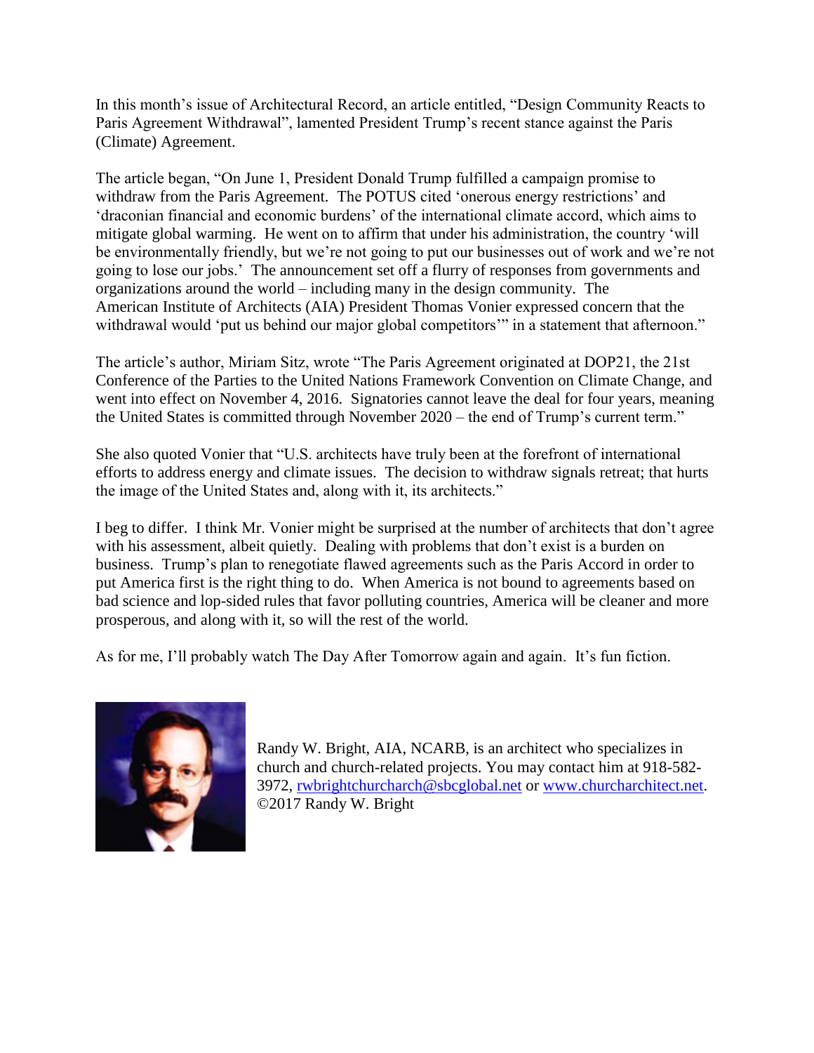In this month's issue of Architectural Record, an article entitled, "Design Community Reacts to Paris Agreement Withdrawal", lamented President Trump's recent stance against the Paris (Climate) Agreement.

The article began, "On June 1, President Donald Trump fulfilled a campaign promise to withdraw from the Paris Agreement. The POTUS cited 'onerous energy restrictions' and 'draconian financial and economic burdens' of the international climate accord, which aims to mitigate global warming. He went on to affirm that under his administration, the country 'will be environmentally friendly, but we're not going to put our businesses out of work and we're not going to lose our jobs.' The announcement set off a flurry of responses from governments and organizations around the world – including many in the design community. The American Institute of Architects (AIA) President Thomas Vonier expressed concern that the withdrawal would 'put us behind our major global competitors'" in a statement that afternoon."

The article's author, Miriam Sitz, wrote "The Paris Agreement originated at DOP21, the 21st Conference of the Parties to the United Nations Framework Convention on Climate Change, and went into effect on November 4, 2016. Signatories cannot leave the deal for four years, meaning the United States is committed through November 2020 – the end of Trump's current term."

She also quoted Vonier that "U.S. architects have truly been at the forefront of international efforts to address energy and climate issues. The decision to withdraw signals retreat; that hurts the image of the United States and, along with it, its architects."

I beg to differ. I think Mr. Vonier might be surprised at the number of architects that don't agree with his assessment, albeit quietly. Dealing with problems that don't exist is a burden on business. Trump's plan to renegotiate flawed agreements such as the Paris Accord in order to put America first is the right thing to do. When America is not bound to agreements based on bad science and lop-sided rules that favor polluting countries, America will be cleaner and more prosperous, and along with it, so will the rest of the world.

As for me, I'll probably watch The Day After Tomorrow again and again. It's fun fiction.

Randy W. Bright, AIA, NCARB, is an architect who specializes in church and church-related projects. You may contact him at 918-582-3972, [rwbrightchurcharch@sbcglobal.net](mailto:rwbrightchurcharch@sbcglobal.net) or [www.churcharchitect.net](http://www.churcharchitect.net). ©2017 Randy W. Bright